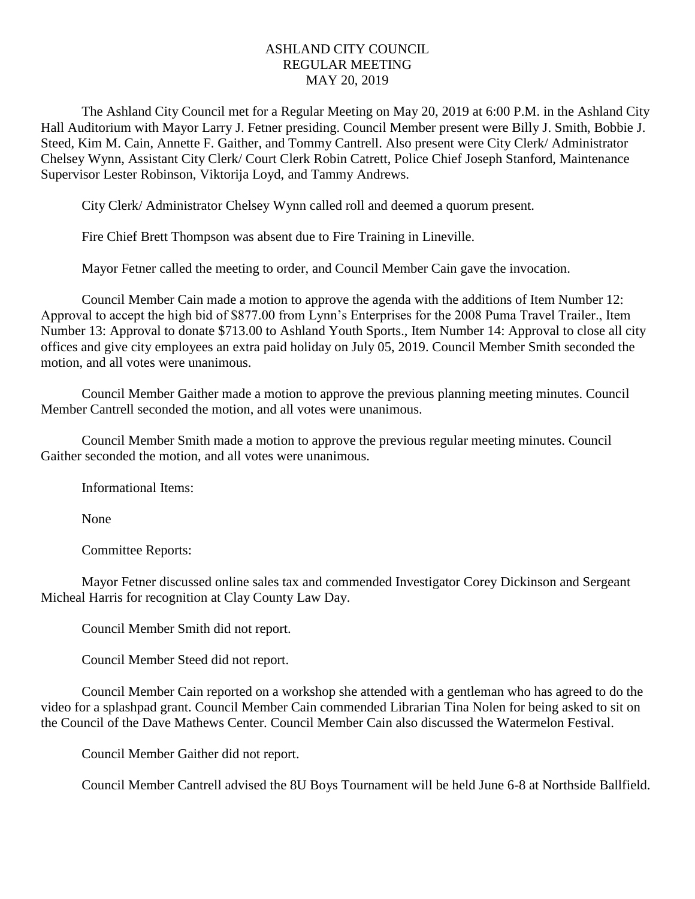# ASHLAND CITY COUNCIL
## REGULAR MEETING
## MAY 20, 2019

The Ashland City Council met for a Regular Meeting on May 20, 2019 at 6:00 P.M. in the Ashland City Hall Auditorium with Mayor Larry J. Fetner presiding. Council Member present were Billy J. Smith, Bobbie J. Steed, Kim M. Cain, Annette F. Gaither, and Tommy Cantrell. Also present were City Clerk/ Administrator Chelsey Wynn, Assistant City Clerk/ Court Clerk Robin Catrett, Police Chief Joseph Stanford, Maintenance Supervisor Lester Robinson, Viktorija Loyd, and Tammy Andrews.

City Clerk/ Administrator Chelsey Wynn called roll and deemed a quorum present.

Fire Chief Brett Thompson was absent due to Fire Training in Lineville.

Mayor Fetner called the meeting to order, and Council Member Cain gave the invocation.

Council Member Cain made a motion to approve the agenda with the additions of Item Number 12: Approval to accept the high bid of $877.00 from Lynn's Enterprises for the 2008 Puma Travel Trailer., Item Number 13: Approval to donate $713.00 to Ashland Youth Sports., Item Number 14: Approval to close all city offices and give city employees an extra paid holiday on July 05, 2019. Council Member Smith seconded the motion, and all votes were unanimous.

Council Member Gaither made a motion to approve the previous planning meeting minutes. Council Member Cantrell seconded the motion, and all votes were unanimous.

Council Member Smith made a motion to approve the previous regular meeting minutes. Council Gaither seconded the motion, and all votes were unanimous.

Informational Items:

None

Committee Reports:

Mayor Fetner discussed online sales tax and commended Investigator Corey Dickinson and Sergeant Micheal Harris for recognition at Clay County Law Day.

Council Member Smith did not report.

Council Member Steed did not report.

Council Member Cain reported on a workshop she attended with a gentleman who has agreed to do the video for a splashpad grant. Council Member Cain commended Librarian Tina Nolen for being asked to sit on the Council of the Dave Mathews Center. Council Member Cain also discussed the Watermelon Festival.

Council Member Gaither did not report.

Council Member Cantrell advised the 8U Boys Tournament will be held June 6-8 at Northside Ballfield.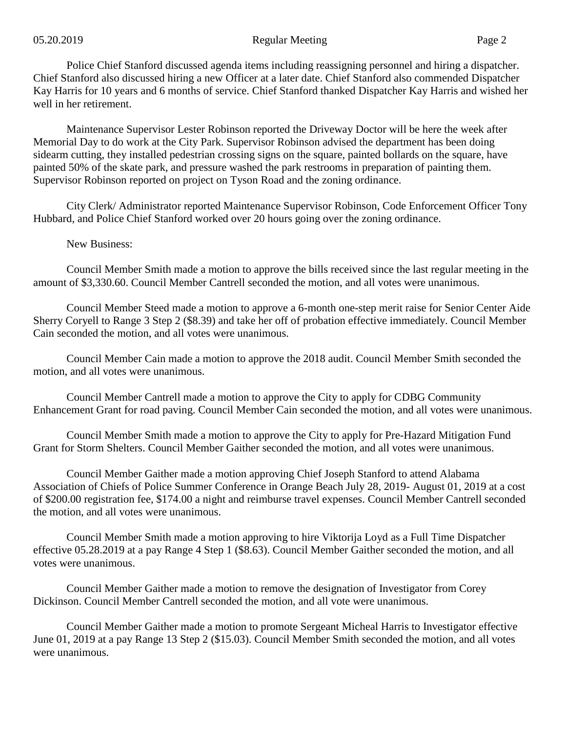Police Chief Stanford discussed agenda items including reassigning personnel and hiring a dispatcher. Chief Stanford also discussed hiring a new Officer at a later date. Chief Stanford also commended Dispatcher Kay Harris for 10 years and 6 months of service. Chief Stanford thanked Dispatcher Kay Harris and wished her well in her retirement.

Maintenance Supervisor Lester Robinson reported the Driveway Doctor will be here the week after Memorial Day to do work at the City Park. Supervisor Robinson advised the department has been doing sidearm cutting, they installed pedestrian crossing signs on the square, painted bollards on the square, have painted 50% of the skate park, and pressure washed the park restrooms in preparation of painting them. Supervisor Robinson reported on project on Tyson Road and the zoning ordinance.

City Clerk/ Administrator reported Maintenance Supervisor Robinson, Code Enforcement Officer Tony Hubbard, and Police Chief Stanford worked over 20 hours going over the zoning ordinance.

New Business:

Council Member Smith made a motion to approve the bills received since the last regular meeting in the amount of $3,330.60. Council Member Cantrell seconded the motion, and all votes were unanimous.

Council Member Steed made a motion to approve a 6-month one-step merit raise for Senior Center Aide Sherry Coryell to Range 3 Step 2 ($8.39) and take her off of probation effective immediately. Council Member Cain seconded the motion, and all votes were unanimous.

Council Member Cain made a motion to approve the 2018 audit. Council Member Smith seconded the motion, and all votes were unanimous.

Council Member Cantrell made a motion to approve the City to apply for CDBG Community Enhancement Grant for road paving. Council Member Cain seconded the motion, and all votes were unanimous.

Council Member Smith made a motion to approve the City to apply for Pre-Hazard Mitigation Fund Grant for Storm Shelters. Council Member Gaither seconded the motion, and all votes were unanimous.

Council Member Gaither made a motion approving Chief Joseph Stanford to attend Alabama Association of Chiefs of Police Summer Conference in Orange Beach July 28, 2019- August 01, 2019 at a cost of $200.00 registration fee, $174.00 a night and reimburse travel expenses. Council Member Cantrell seconded the motion, and all votes were unanimous.

Council Member Smith made a motion approving to hire Viktorija Loyd as a Full Time Dispatcher effective 05.28.2019 at a pay Range 4 Step 1 ($8.63). Council Member Gaither seconded the motion, and all votes were unanimous.

Council Member Gaither made a motion to remove the designation of Investigator from Corey Dickinson. Council Member Cantrell seconded the motion, and all vote were unanimous.

Council Member Gaither made a motion to promote Sergeant Micheal Harris to Investigator effective June 01, 2019 at a pay Range 13 Step 2 ($15.03). Council Member Smith seconded the motion, and all votes were unanimous.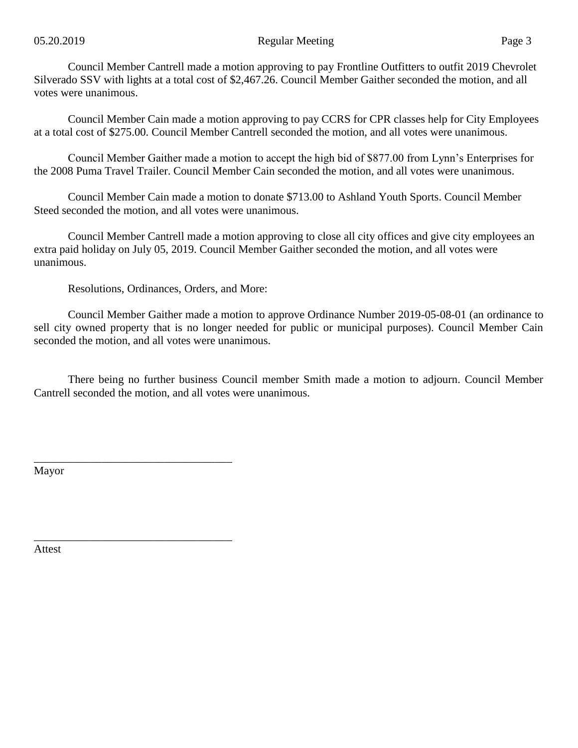Council Member Cantrell made a motion approving to pay Frontline Outfitters to outfit 2019 Chevrolet Silverado SSV with lights at a total cost of $2,467.26. Council Member Gaither seconded the motion, and all votes were unanimous.

Council Member Cain made a motion approving to pay CCRS for CPR classes help for City Employees at a total cost of $275.00. Council Member Cantrell seconded the motion, and all votes were unanimous.

Council Member Gaither made a motion to accept the high bid of $877.00 from Lynn's Enterprises for the 2008 Puma Travel Trailer. Council Member Cain seconded the motion, and all votes were unanimous.

Council Member Cain made a motion to donate $713.00 to Ashland Youth Sports. Council Member Steed seconded the motion, and all votes were unanimous.

Council Member Cantrell made a motion approving to close all city offices and give city employees an extra paid holiday on July 05, 2019. Council Member Gaither seconded the motion, and all votes were unanimous.

Resolutions, Ordinances, Orders, and More:

Council Member Gaither made a motion to approve Ordinance Number 2019-05-08-01 (an ordinance to sell city owned property that is no longer needed for public or municipal purposes). Council Member Cain seconded the motion, and all votes were unanimous.

There being no further business Council member Smith made a motion to adjourn. Council Member Cantrell seconded the motion, and all votes were unanimous.

___________________________________
Mayor

___________________________________
Attest